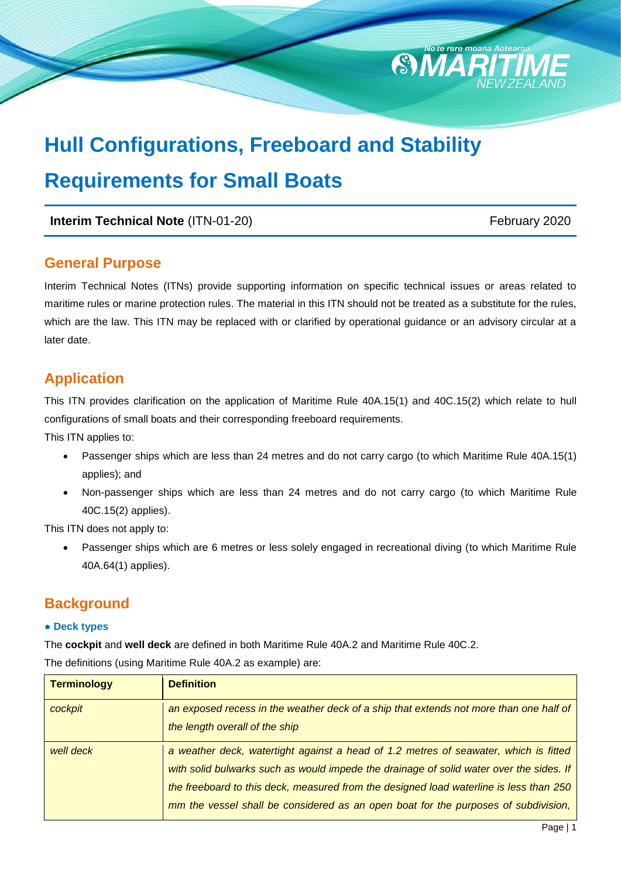# Hull Configurations, Freeboard and Stability Requirements for Small Boats

**Interim Technical Note** (ITN-01-20) February 2020

## General Purpose

Interim Technical Notes (ITNs) provide supporting information on specific technical issues or areas related to maritime rules or marine protection rules. The material in this ITN should not be treated as a substitute for the rules, which are the law. This ITN may be replaced with or clarified by operational guidance or an advisory circular at a later date.

## Application

This ITN provides clarification on the application of Maritime Rule 40A.15(1) and 40C.15(2) which relate to hull configurations of small boats and their corresponding freeboard requirements.

This ITN applies to:

- Passenger ships which are less than 24 metres and do not carry cargo (to which Maritime Rule 40A.15(1) applies); and
- Non-passenger ships which are less than 24 metres and do not carry cargo (to which Maritime Rule 40C.15(2) applies).

This ITN does not apply to:

- Passenger ships which are 6 metres or less solely engaged in recreational diving (to which Maritime Rule 40A.64(1) applies).

## Background

### ● Deck types

The **cockpit** and **well deck** are defined in both Maritime Rule 40A.2 and Maritime Rule 40C.2.

The definitions (using Maritime Rule 40A.2 as example) are:

| Terminology | Definition |
|---|---|
| *cockpit* | *an exposed recess in the weather deck of a ship that extends not more than one half of the length overall of the ship* |
| *well deck* | *a weather deck, watertight against a head of 1.2 metres of seawater, which is fitted with solid bulwarks such as would impede the drainage of solid water over the sides. If the freeboard to this deck, measured from the designed load waterline is less than 250 mm the vessel shall be considered as an open boat for the purposes of subdivision,* |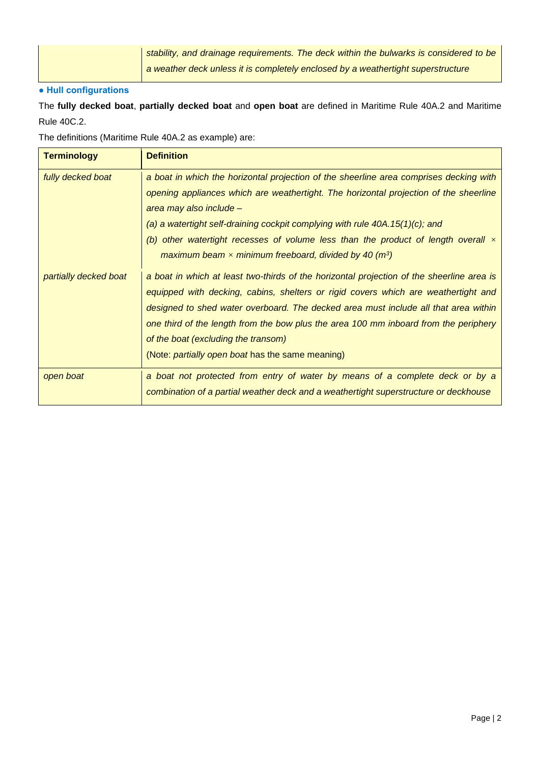| | *stability, and drainage requirements. The deck within the bulwarks is considered to be a weather deck unless it is completely enclosed by a weathertight superstructure* |
|---|---|

### ● Hull configurations

The **fully decked boat**, **partially decked boat** and **open boat** are defined in Maritime Rule 40A.2 and Maritime Rule 40C.2.

The definitions (Maritime Rule 40A.2 as example) are:

| **Terminology** | **Definition** |
|---|---|
| *fully decked boat* | *a boat in which the horizontal projection of the sheerline area comprises decking with opening appliances which are weathertight. The horizontal projection of the sheerline area may also include –*<br>*(a) a watertight self-draining cockpit complying with rule 40A.15(1)(c); and*<br>*(b) other watertight recesses of volume less than the product of length overall × maximum beam × minimum freeboard, divided by 40 ($m^3$)* |
| *partially decked boat* | *a boat in which at least two-thirds of the horizontal projection of the sheerline area is equipped with decking, cabins, shelters or rigid covers which are weathertight and designed to shed water overboard. The decked area must include all that area within one third of the length from the bow plus the area 100 mm inboard from the periphery of the boat (excluding the transom)*<br>(Note: *partially open boat* has the same meaning) |
| *open boat* | *a boat not protected from entry of water by means of a complete deck or by a combination of a partial weather deck and a weathertight superstructure or deckhouse* |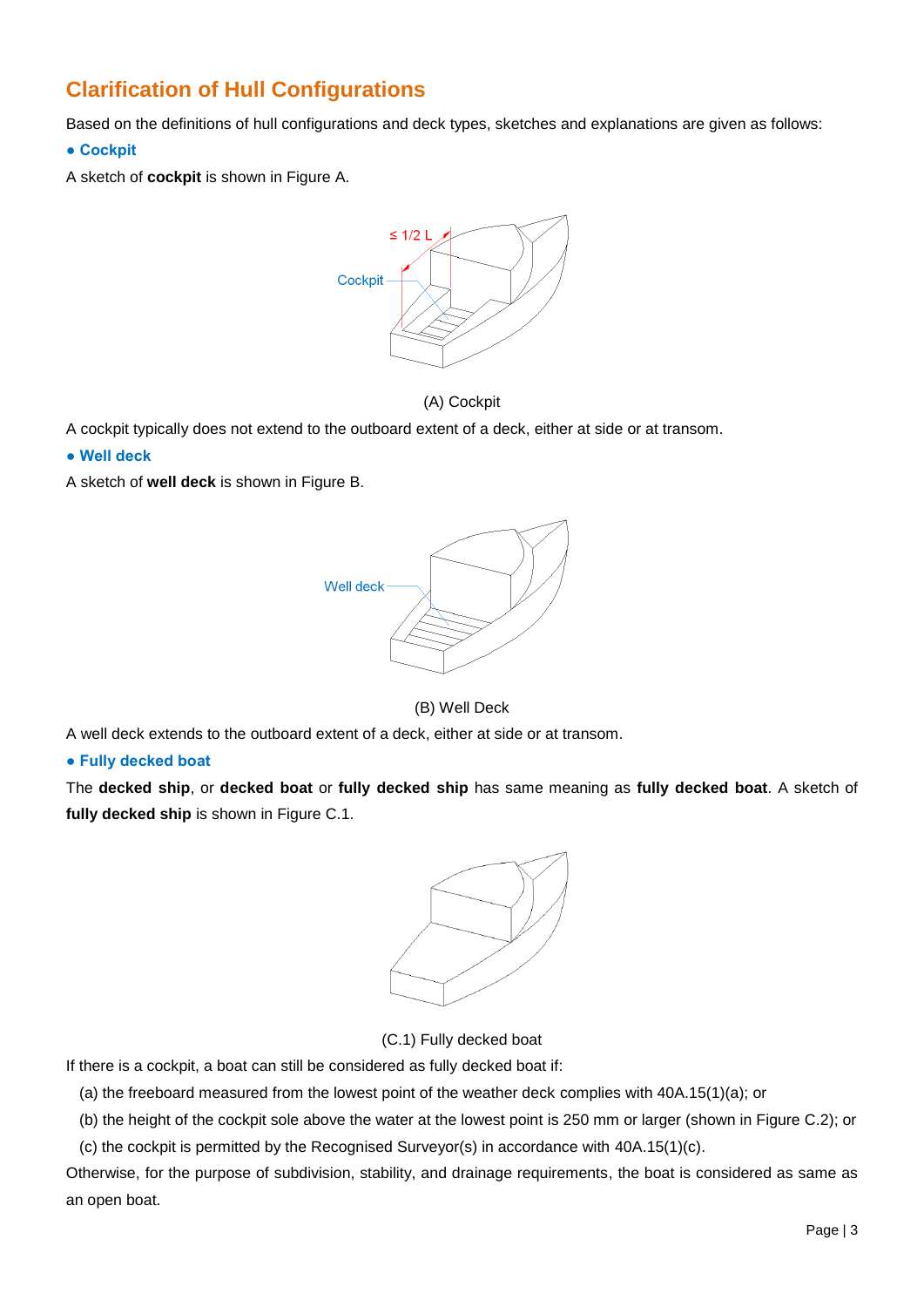## Clarification of Hull Configurations

Based on the definitions of hull configurations and deck types, sketches and explanations are given as follows:

### ● Cockpit

A sketch of **cockpit** is shown in Figure A.

(A) Cockpit

A cockpit typically does not extend to the outboard extent of a deck, either at side or at transom.

### ● Well deck

A sketch of **well deck** is shown in Figure B.

(B) Well Deck

A well deck extends to the outboard extent of a deck, either at side or at transom.

### ● Fully decked boat

The **decked ship**, or **decked boat** or **fully decked ship** has same meaning as **fully decked boat**. A sketch of **fully decked ship** is shown in Figure C.1.

(C.1) Fully decked boat

If there is a cockpit, a boat can still be considered as fully decked boat if:

(a) the freeboard measured from the lowest point of the weather deck complies with 40A.15(1)(a); or

(b) the height of the cockpit sole above the water at the lowest point is 250 mm or larger (shown in Figure C.2); or

(c) the cockpit is permitted by the Recognised Surveyor(s) in accordance with 40A.15(1)(c).

Otherwise, for the purpose of subdivision, stability, and drainage requirements, the boat is considered as same as an open boat.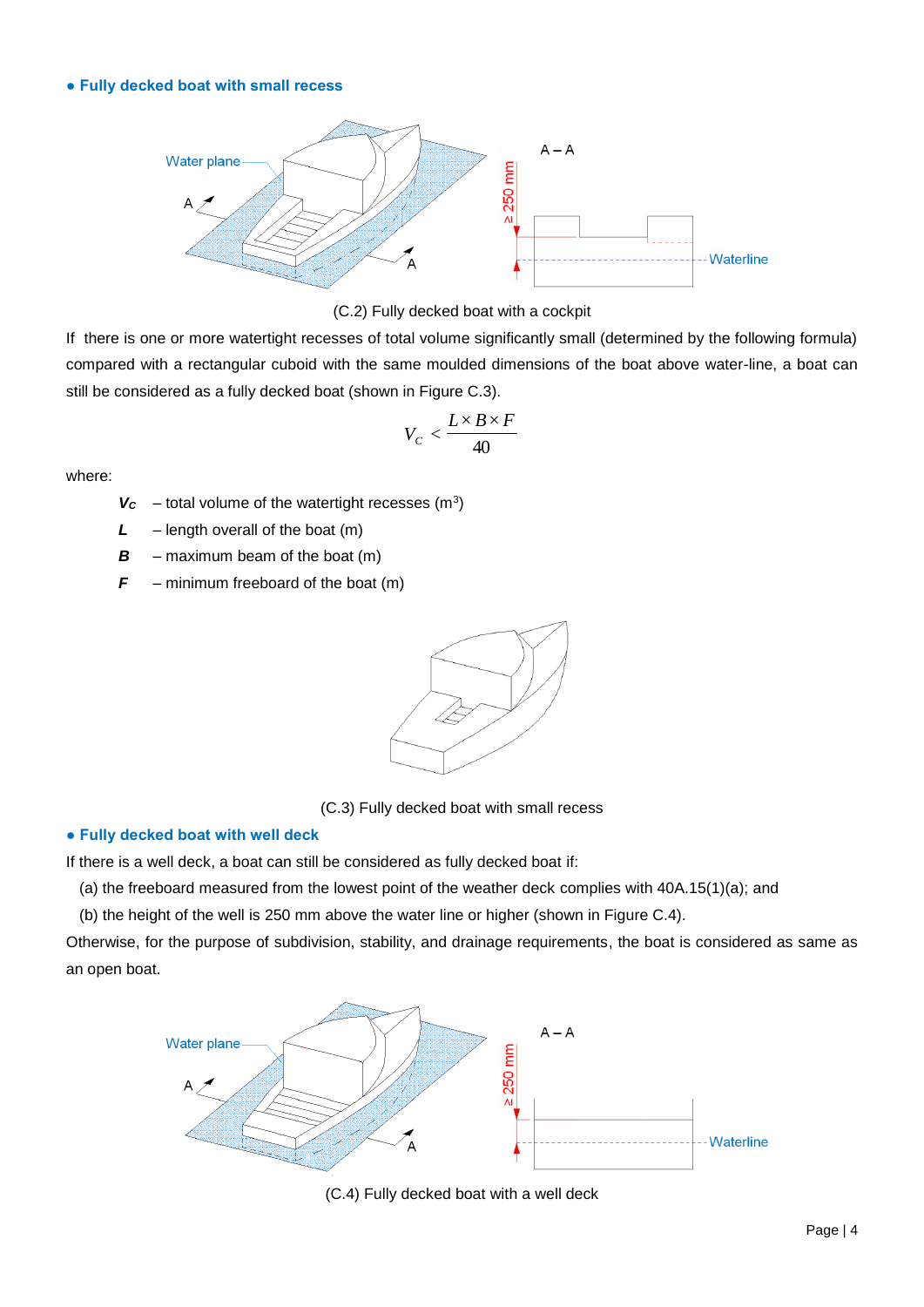- **Fully decked boat with small recess**

(C.2) Fully decked boat with a cockpit

If there is one or more watertight recesses of total volume significantly small (determined by the following formula) compared with a rectangular cuboid with the same moulded dimensions of the boat above water-line, a boat can still be considered as a fully decked boat (shown in Figure C.3).

$$V_C < \frac{L \times B \times F}{40}$$

where:

- $V_C$ – total volume of the watertight recesses (m$^3$)
- $L$ – length overall of the boat (m)
- $B$ – maximum beam of the boat (m)
- $F$ – minimum freeboard of the boat (m)

(C.3) Fully decked boat with small recess

- **Fully decked boat with well deck**

If there is a well deck, a boat can still be considered as fully decked boat if:

(a) the freeboard measured from the lowest point of the weather deck complies with 40A.15(1)(a); and

(b) the height of the well is 250 mm above the water line or higher (shown in Figure C.4).

Otherwise, for the purpose of subdivision, stability, and drainage requirements, the boat is considered as same as an open boat.

(C.4) Fully decked boat with a well deck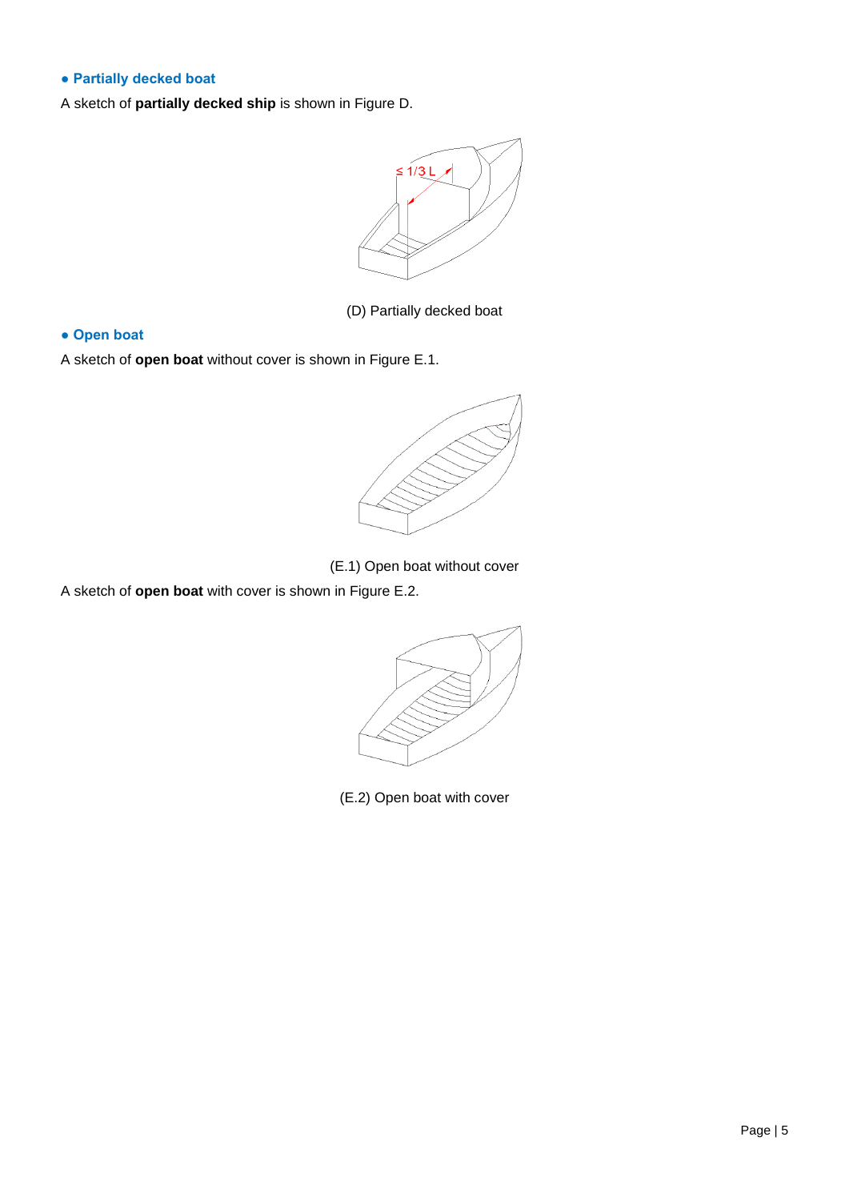● **Partially decked boat**

A sketch of **partially decked ship** is shown in Figure D.

(D) Partially decked boat

● **Open boat**

A sketch of **open boat** without cover is shown in Figure E.1.

(E.1) Open boat without cover

A sketch of **open boat** with cover is shown in Figure E.2.

(E.2) Open boat with cover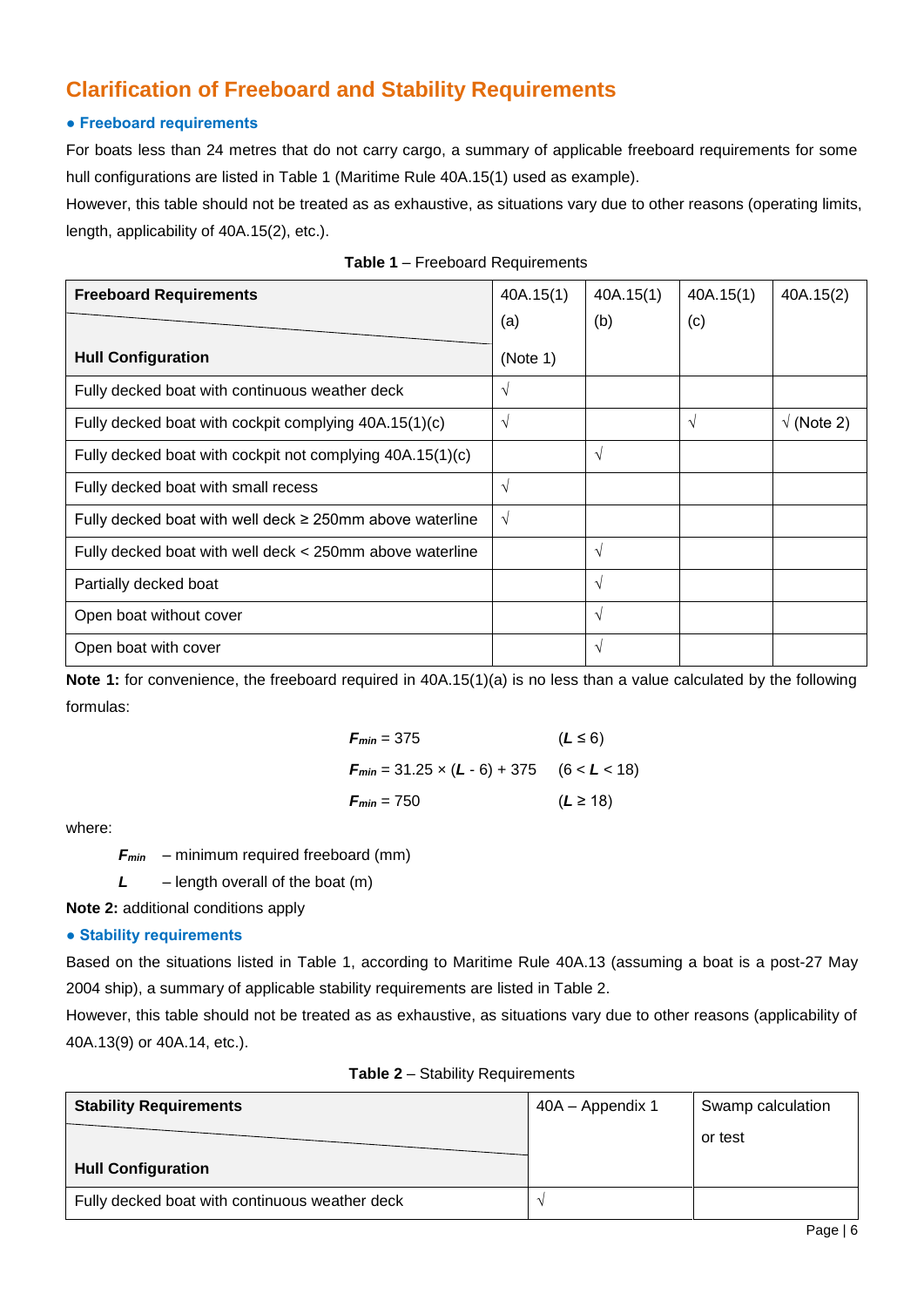# Clarification of Freeboard and Stability Requirements

## ● Freeboard requirements

For boats less than 24 metres that do not carry cargo, a summary of applicable freeboard requirements for some hull configurations are listed in Table 1 (Maritime Rule 40A.15(1) used as example).

However, this table should not be treated as as exhaustive, as situations vary due to other reasons (operating limits, length, applicability of 40A.15(2), etc.).

**Table 1** – Freeboard Requirements

| **Freeboard Requirements** / **Hull Configuration** | 40A.15(1)(a) (Note 1) | 40A.15(1)(b) | 40A.15(1)(c) | 40A.15(2) |
|---|---|---|---|---|
| Fully decked boat with continuous weather deck | √ | | | |
| Fully decked boat with cockpit complying 40A.15(1)(c) | √ | | √ | √ (Note 2) |
| Fully decked boat with cockpit not complying 40A.15(1)(c) | | √ | | |
| Fully decked boat with small recess | √ | | | |
| Fully decked boat with well deck ≥ 250mm above waterline | √ | | | |
| Fully decked boat with well deck < 250mm above waterline | | √ | | |
| Partially decked boat | | √ | | |
| Open boat without cover | | √ | | |
| Open boat with cover | | √ | | |

**Note 1:** for convenience, the freeboard required in 40A.15(1)(a) is no less than a value calculated by the following formulas:

$$F_{min} = 375 \quad (L \le 6)$$

$$F_{min} = 31.25 \times (L - 6) + 375 \quad (6 < L < 18)$$

$$F_{min} = 750 \quad (L \ge 18)$$

where:

$F_{min}$ – minimum required freeboard (mm)

$L$ – length overall of the boat (m)

**Note 2:** additional conditions apply

## ● Stability requirements

Based on the situations listed in Table 1, according to Maritime Rule 40A.13 (assuming a boat is a post-27 May 2004 ship), a summary of applicable stability requirements are listed in Table 2.

However, this table should not be treated as as exhaustive, as situations vary due to other reasons (applicability of 40A.13(9) or 40A.14, etc.).

**Table 2** – Stability Requirements

| **Stability Requirements** / **Hull Configuration** | 40A – Appendix 1 | Swamp calculation or test |
|---|---|---|
| Fully decked boat with continuous weather deck | √ | |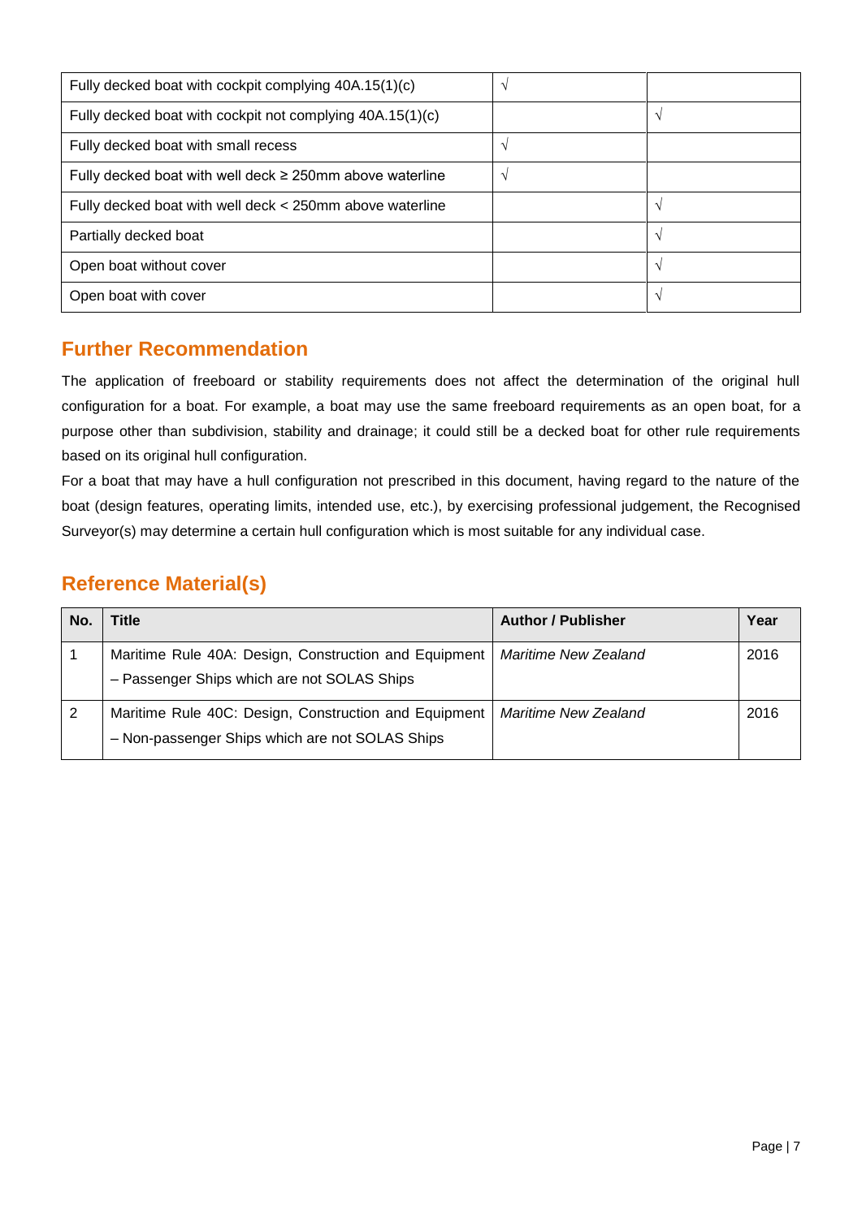| | | |
|---|---|---|
| Fully decked boat with cockpit complying 40A.15(1)(c) | √ | |
| Fully decked boat with cockpit not complying 40A.15(1)(c) | | √ |
| Fully decked boat with small recess | √ | |
| Fully decked boat with well deck ≥ 250mm above waterline | √ | |
| Fully decked boat with well deck < 250mm above waterline | | √ |
| Partially decked boat | | √ |
| Open boat without cover | | √ |
| Open boat with cover | | √ |

## Further Recommendation

The application of freeboard or stability requirements does not affect the determination of the original hull configuration for a boat. For example, a boat may use the same freeboard requirements as an open boat, for a purpose other than subdivision, stability and drainage; it could still be a decked boat for other rule requirements based on its original hull configuration.

For a boat that may have a hull configuration not prescribed in this document, having regard to the nature of the boat (design features, operating limits, intended use, etc.), by exercising professional judgement, the Recognised Surveyor(s) may determine a certain hull configuration which is most suitable for any individual case.

## Reference Material(s)

| No. | Title | Author / Publisher | Year |
|---|---|---|---|
| 1 | Maritime Rule 40A: Design, Construction and Equipment – Passenger Ships which are not SOLAS Ships | *Maritime New Zealand* | 2016 |
| 2 | Maritime Rule 40C: Design, Construction and Equipment – Non-passenger Ships which are not SOLAS Ships | *Maritime New Zealand* | 2016 |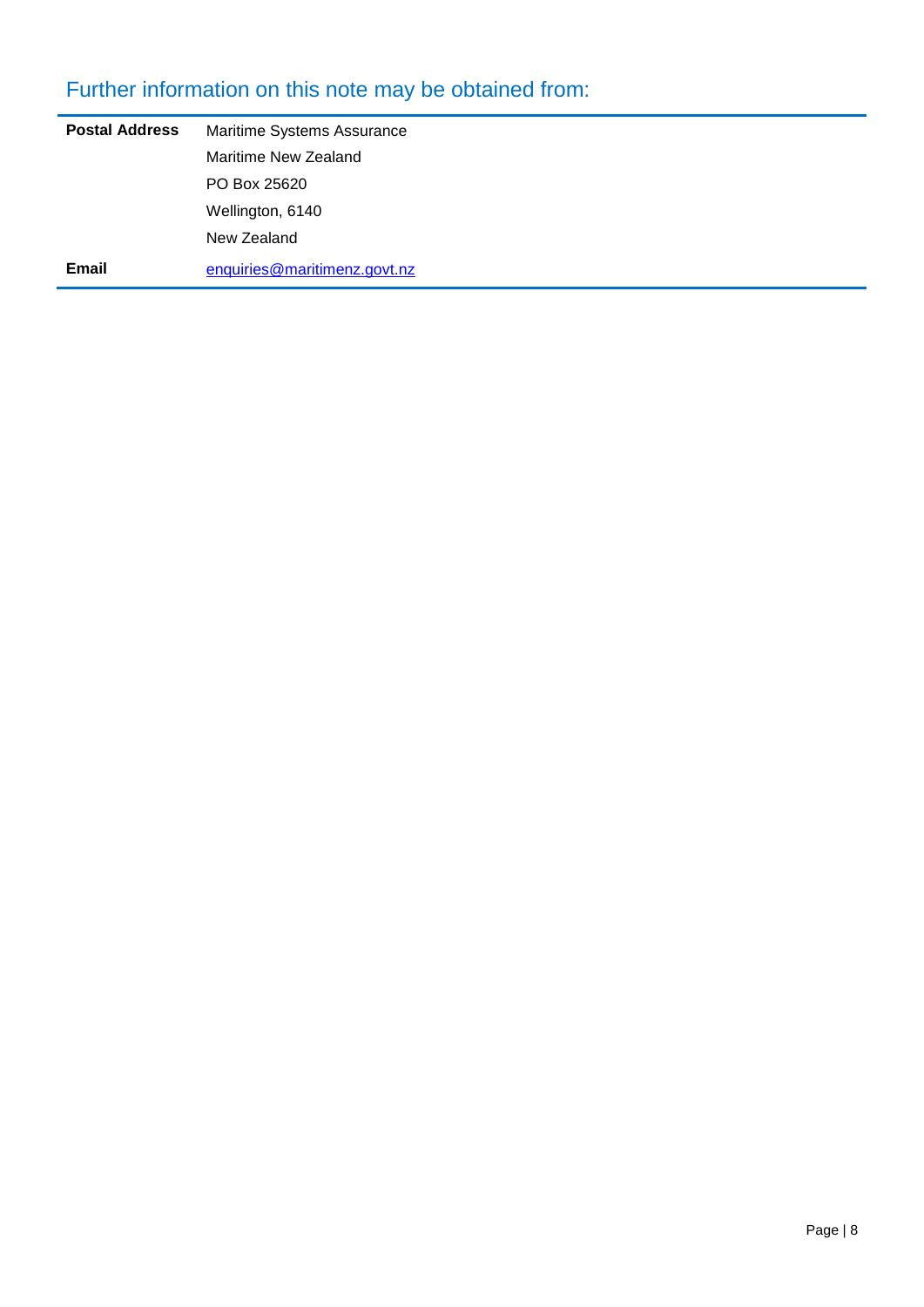## Further information on this note may be obtained from:

| | |
|---|---|
| **Postal Address** | Maritime Systems Assurance<br>Maritime New Zealand<br>PO Box 25620<br>Wellington, 6140<br>New Zealand |
| **Email** | enquiries@maritimenz.govt.nz |